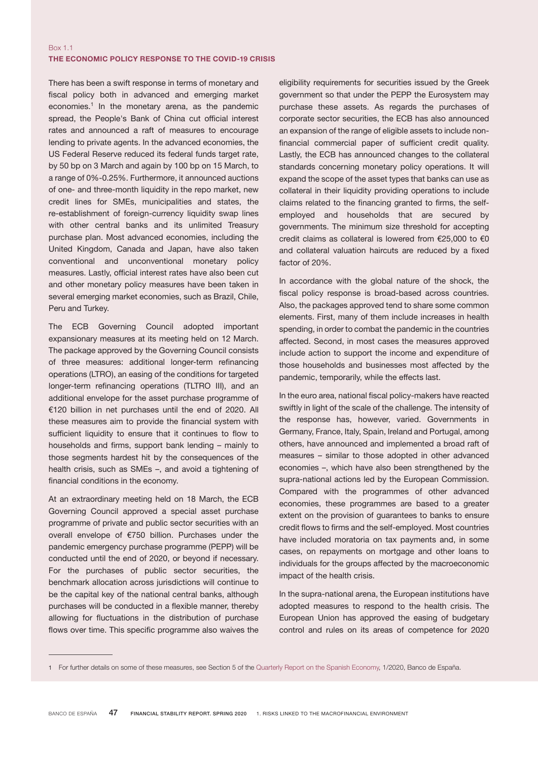Box 1.1

## THE ECONOMIC POLICY RESPONSE TO THE COVID-19 CRISIS

There has been a swift response in terms of monetary and fiscal policy both in advanced and emerging market economies.[1] In the monetary arena, as the pandemic spread, the People's Bank of China cut official interest rates and announced a raft of measures to encourage lending to private agents. In the advanced economies, the US Federal Reserve reduced its federal funds target rate, by 50 bp on 3 March and again by 100 bp on 15 March, to a range of 0%-0.25%. Furthermore, it announced auctions of one- and three-month liquidity in the repo market, new credit lines for SMEs, municipalities and states, the re-establishment of foreign-currency liquidity swap lines with other central banks and its unlimited Treasury purchase plan. Most advanced economies, including the United Kingdom, Canada and Japan, have also taken conventional and unconventional monetary policy measures. Lastly, official interest rates have also been cut and other monetary policy measures have been taken in several emerging market economies, such as Brazil, Chile, Peru and Turkey.

The ECB Governing Council adopted important expansionary measures at its meeting held on 12 March. The package approved by the Governing Council consists of three measures: additional longer-term refinancing operations (LTRO), an easing of the conditions for targeted longer-term refinancing operations (TLTRO III), and an additional envelope for the asset purchase programme of €120 billion in net purchases until the end of 2020. All these measures aim to provide the financial system with sufficient liquidity to ensure that it continues to flow to households and firms, support bank lending – mainly to those segments hardest hit by the consequences of the health crisis, such as SMEs –, and avoid a tightening of financial conditions in the economy.

At an extraordinary meeting held on 18 March, the ECB Governing Council approved a special asset purchase programme of private and public sector securities with an overall envelope of €750 billion. Purchases under the pandemic emergency purchase programme (PEPP) will be conducted until the end of 2020, or beyond if necessary. For the purchases of public sector securities, the benchmark allocation across jurisdictions will continue to be the capital key of the national central banks, although purchases will be conducted in a flexible manner, thereby allowing for fluctuations in the distribution of purchase flows over time. This specific programme also waives the eligibility requirements for securities issued by the Greek government so that under the PEPP the Eurosystem may purchase these assets. As regards the purchases of corporate sector securities, the ECB has also announced an expansion of the range of eligible assets to include non-financial commercial paper of sufficient credit quality. Lastly, the ECB has announced changes to the collateral standards concerning monetary policy operations. It will expand the scope of the asset types that banks can use as collateral in their liquidity providing operations to include claims related to the financing granted to firms, the self-employed and households that are secured by governments. The minimum size threshold for accepting credit claims as collateral is lowered from €25,000 to €0 and collateral valuation haircuts are reduced by a fixed factor of 20%.

In accordance with the global nature of the shock, the fiscal policy response is broad-based across countries. Also, the packages approved tend to share some common elements. First, many of them include increases in health spending, in order to combat the pandemic in the countries affected. Second, in most cases the measures approved include action to support the income and expenditure of those households and businesses most affected by the pandemic, temporarily, while the effects last.

In the euro area, national fiscal policy-makers have reacted swiftly in light of the scale of the challenge. The intensity of the response has, however, varied. Governments in Germany, France, Italy, Spain, Ireland and Portugal, among others, have announced and implemented a broad raft of measures – similar to those adopted in other advanced economies –, which have also been strengthened by the supra-national actions led by the European Commission. Compared with the programmes of other advanced economies, these programmes are based to a greater extent on the provision of guarantees to banks to ensure credit flows to firms and the self-employed. Most countries have included moratoria on tax payments and, in some cases, on repayments on mortgage and other loans to individuals for the groups affected by the macroeconomic impact of the health crisis.

In the supra-national arena, the European institutions have adopted measures to respond to the health crisis. The European Union has approved the easing of budgetary control and rules on its areas of competence for 2020

---

1 For further details on some of these measures, see Section 5 of the Quarterly Report on the Spanish Economy, 1/2020, Banco de España.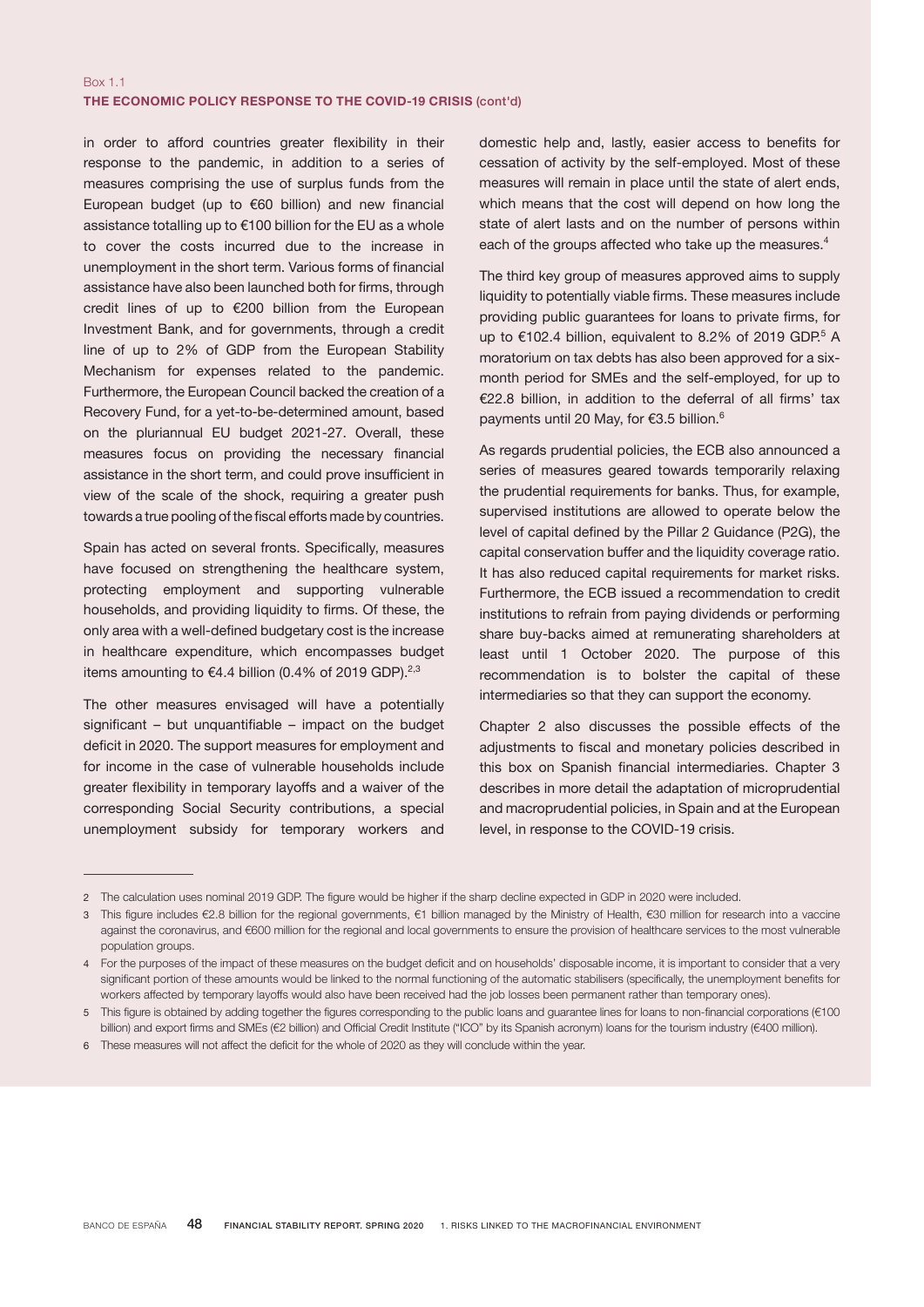Box 1.1

**THE ECONOMIC POLICY RESPONSE TO THE COVID-19 CRISIS (cont'd)**

in order to afford countries greater flexibility in their response to the pandemic, in addition to a series of measures comprising the use of surplus funds from the European budget (up to €60 billion) and new financial assistance totalling up to €100 billion for the EU as a whole to cover the costs incurred due to the increase in unemployment in the short term. Various forms of financial assistance have also been launched both for firms, through credit lines of up to €200 billion from the European Investment Bank, and for governments, through a credit line of up to 2% of GDP from the European Stability Mechanism for expenses related to the pandemic. Furthermore, the European Council backed the creation of a Recovery Fund, for a yet-to-be-determined amount, based on the pluriannual EU budget 2021-27. Overall, these measures focus on providing the necessary financial assistance in the short term, and could prove insufficient in view of the scale of the shock, requiring a greater push towards a true pooling of the fiscal efforts made by countries.

Spain has acted on several fronts. Specifically, measures have focused on strengthening the healthcare system, protecting employment and supporting vulnerable households, and providing liquidity to firms. Of these, the only area with a well-defined budgetary cost is the increase in healthcare expenditure, which encompasses budget items amounting to €4.4 billion (0.4% of 2019 GDP).[2,3]

The other measures envisaged will have a potentially significant – but unquantifiable – impact on the budget deficit in 2020. The support measures for employment and for income in the case of vulnerable households include greater flexibility in temporary layoffs and a waiver of the corresponding Social Security contributions, a special unemployment subsidy for temporary workers and domestic help and, lastly, easier access to benefits for cessation of activity by the self-employed. Most of these measures will remain in place until the state of alert ends, which means that the cost will depend on how long the state of alert lasts and on the number of persons within each of the groups affected who take up the measures.[4]

The third key group of measures approved aims to supply liquidity to potentially viable firms. These measures include providing public guarantees for loans to private firms, for up to €102.4 billion, equivalent to 8.2% of 2019 GDP.[5] A moratorium on tax debts has also been approved for a six-month period for SMEs and the self-employed, for up to €22.8 billion, in addition to the deferral of all firms' tax payments until 20 May, for €3.5 billion.[6]

As regards prudential policies, the ECB also announced a series of measures geared towards temporarily relaxing the prudential requirements for banks. Thus, for example, supervised institutions are allowed to operate below the level of capital defined by the Pillar 2 Guidance (P2G), the capital conservation buffer and the liquidity coverage ratio. It has also reduced capital requirements for market risks. Furthermore, the ECB issued a recommendation to credit institutions to refrain from paying dividends or performing share buy-backs aimed at remunerating shareholders at least until 1 October 2020. The purpose of this recommendation is to bolster the capital of these intermediaries so that they can support the economy.

Chapter 2 also discusses the possible effects of the adjustments to fiscal and monetary policies described in this box on Spanish financial intermediaries. Chapter 3 describes in more detail the adaptation of microprudential and macroprudential policies, in Spain and at the European level, in response to the COVID-19 crisis.

---

2 The calculation uses nominal 2019 GDP. The figure would be higher if the sharp decline expected in GDP in 2020 were included.

3 This figure includes €2.8 billion for the regional governments, €1 billion managed by the Ministry of Health, €30 million for research into a vaccine against the coronavirus, and €600 million for the regional and local governments to ensure the provision of healthcare services to the most vulnerable population groups.

4 For the purposes of the impact of these measures on the budget deficit and on households' disposable income, it is important to consider that a very significant portion of these amounts would be linked to the normal functioning of the automatic stabilisers (specifically, the unemployment benefits for workers affected by temporary layoffs would also have been received had the job losses been permanent rather than temporary ones).

5 This figure is obtained by adding together the figures corresponding to the public loans and guarantee lines for loans to non-financial corporations (€100 billion) and export firms and SMEs (€2 billion) and Official Credit Institute ("ICO" by its Spanish acronym) loans for the tourism industry (€400 million).

6 These measures will not affect the deficit for the whole of 2020 as they will conclude within the year.